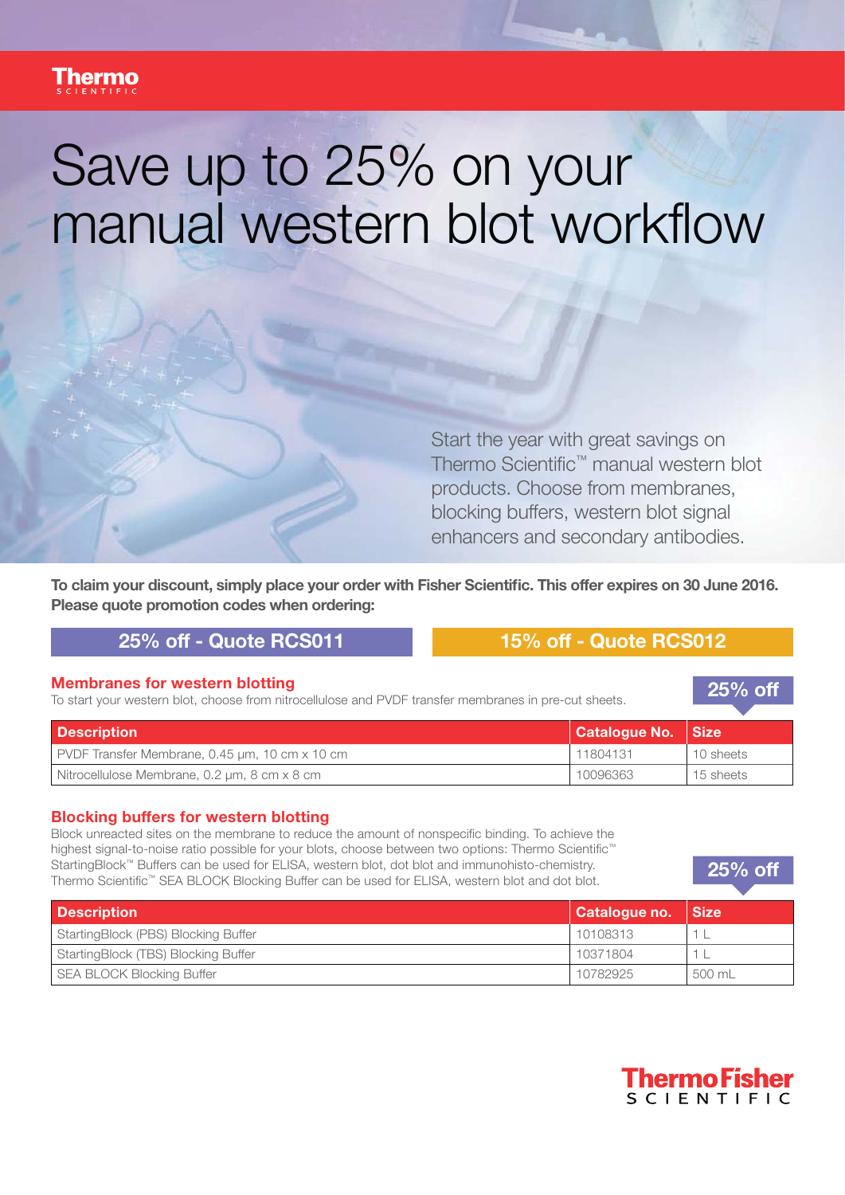Thermo SCIENTIFIC

# Save up to 25% on your manual western blot workflow

Start the year with great savings on Thermo Scientific™ manual western blot products. Choose from membranes, blocking buffers, western blot signal enhancers and secondary antibodies.

**To claim your discount, simply place your order with Fisher Scientific. This offer expires on 30 June 2016. Please quote promotion codes when ordering:**

**25% off - Quote RCS011** | **15% off - Quote RCS012**

## Membranes for western blotting

**25% off**

To start your western blot, choose from nitrocellulose and PVDF transfer membranes in pre-cut sheets.

| Description | Catalogue No. | Size |
|---|---|---|
| PVDF Transfer Membrane, 0.45 µm, 10 cm x 10 cm | 11804131 | 10 sheets |
| Nitrocellulose Membrane, 0.2 µm, 8 cm x 8 cm | 10096363 | 15 sheets |

## Blocking buffers for western blotting

**25% off**

Block unreacted sites on the membrane to reduce the amount of nonspecific binding. To achieve the highest signal-to-noise ratio possible for your blots, choose between two options: Thermo Scientific™ StartingBlock™ Buffers can be used for ELISA, western blot, dot blot and immunohisto-chemistry. Thermo Scientific™ SEA BLOCK Blocking Buffer can be used for ELISA, western blot and dot blot.

| Description | Catalogue no. | Size |
|---|---|---|
| StartingBlock (PBS) Blocking Buffer | 10108313 | 1 L |
| StartingBlock (TBS) Blocking Buffer | 10371804 | 1 L |
| SEA BLOCK Blocking Buffer | 10782925 | 500 mL |

ThermoFisher SCIENTIFIC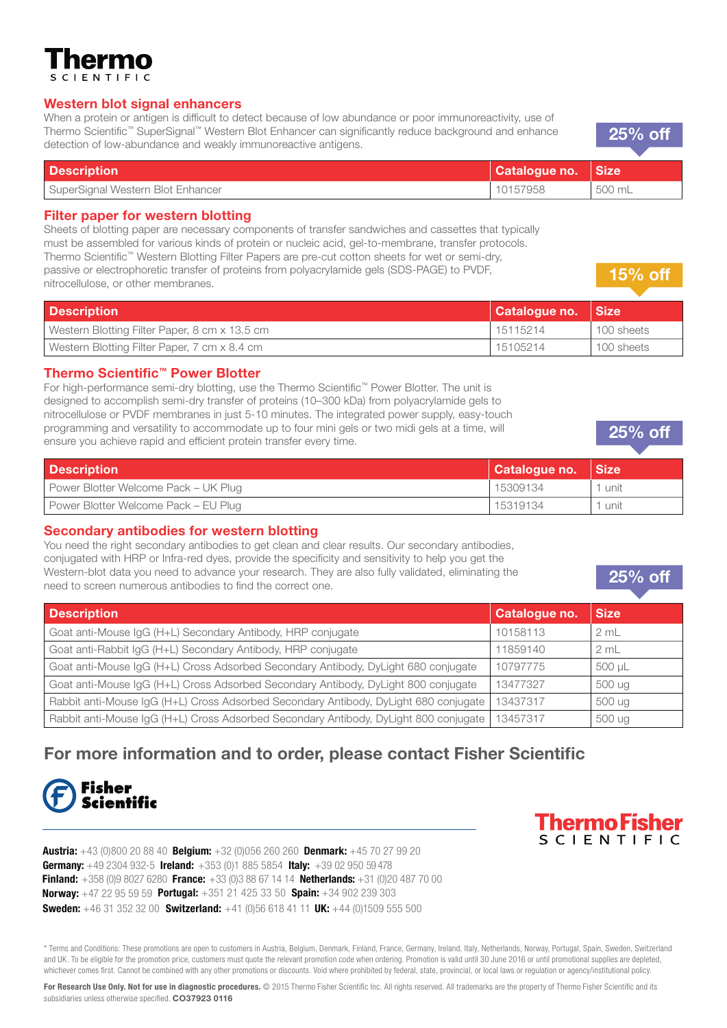# Thermo SCIENTIFIC

## Western blot signal enhancers

When a protein or antigen is difficult to detect because of low abundance or poor immunoreactivity, use of Thermo Scientific™ SuperSignal™ Western Blot Enhancer can significantly reduce background and enhance detection of low-abundance and weakly immunoreactive antigens.

**25% off**

| Description | Catalogue no. | Size |
|---|---|---|
| SuperSignal Western Blot Enhancer | 10157958 | 500 mL |

## Filter paper for western blotting

Sheets of blotting paper are necessary components of transfer sandwiches and cassettes that typically must be assembled for various kinds of protein or nucleic acid, gel-to-membrane, transfer protocols. Thermo Scientific™ Western Blotting Filter Papers are pre-cut cotton sheets for wet or semi-dry, passive or electrophoretic transfer of proteins from polyacrylamide gels (SDS-PAGE) to PVDF, nitrocellulose, or other membranes.

**15% off**

| Description | Catalogue no. | Size |
|---|---|---|
| Western Blotting Filter Paper, 8 cm x 13.5 cm | 15115214 | 100 sheets |
| Western Blotting Filter Paper, 7 cm x 8.4 cm | 15105214 | 100 sheets |

## Thermo Scientific™ Power Blotter

For high-performance semi-dry blotting, use the Thermo Scientific™ Power Blotter. The unit is designed to accomplish semi-dry transfer of proteins (10–300 kDa) from polyacrylamide gels to nitrocellulose or PVDF membranes in just 5-10 minutes. The integrated power supply, easy-touch programming and versatility to accommodate up to four mini gels or two midi gels at a time, will ensure you achieve rapid and efficient protein transfer every time.

**25% off**

| Description | Catalogue no. | Size |
|---|---|---|
| Power Blotter Welcome Pack – UK Plug | 15309134 | 1 unit |
| Power Blotter Welcome Pack – EU Plug | 15319134 | 1 unit |

## Secondary antibodies for western blotting

You need the right secondary antibodies to get clean and clear results. Our secondary antibodies, conjugated with HRP or Infra-red dyes, provide the specificity and sensitivity to help you get the Western-blot data you need to advance your research. They are also fully validated, eliminating the need to screen numerous antibodies to find the correct one.

**25% off**

| Description | Catalogue no. | Size |
|---|---|---|
| Goat anti-Mouse IgG (H+L) Secondary Antibody, HRP conjugate | 10158113 | 2 mL |
| Goat anti-Rabbit IgG (H+L) Secondary Antibody, HRP conjugate | 11859140 | 2 mL |
| Goat anti-Mouse IgG (H+L) Cross Adsorbed Secondary Antibody, DyLight 680 conjugate | 10797775 | 500 µL |
| Goat anti-Mouse IgG (H+L) Cross Adsorbed Secondary Antibody, DyLight 800 conjugate | 13477327 | 500 ug |
| Rabbit anti-Mouse IgG (H+L) Cross Adsorbed Secondary Antibody, DyLight 680 conjugate | 13437317 | 500 ug |
| Rabbit anti-Mouse IgG (H+L) Cross Adsorbed Secondary Antibody, DyLight 800 conjugate | 13457317 | 500 ug |

## For more information and to order, please contact Fisher Scientific

Fisher Scientific

ThermoFisher SCIENTIFIC

**Austria:** +43 (0)800 20 88 40 **Belgium:** +32 (0)056 260 260 **Denmark:** +45 70 27 99 20
**Germany:** +49 2304 932-5 **Ireland:** +353 (0)1 885 5854 **Italy:** +39 02 950 59 478
**Finland:** +358 (0)9 8027 6280 **France:** +33 (0)3 88 67 14 14 **Netherlands:** +31 (0)20 487 70 00
**Norway:** +47 22 95 59 59 **Portugal:** +351 21 425 33 50 **Spain:** +34 902 239 303
**Sweden:** +46 31 352 32 00 **Switzerland:** +41 (0)56 618 41 11 **UK:** +44 (0)1509 555 500

* Terms and Conditions: These promotions are open to customers in Austria, Belgium, Denmark, Finland, France, Germany, Ireland, Italy, Netherlands, Norway, Portugal, Spain, Sweden, Switzerland and UK. To be eligible for the promotion price, customers must quote the relevant promotion code when ordering. Promotion is valid until 30 June 2016 or until promotional supplies are depleted, whichever comes first. Cannot be combined with any other promotions or discounts. Void where prohibited by federal, state, provincial, or local laws or regulation or agency/institutional policy.

**For Research Use Only. Not for use in diagnostic procedures.** © 2015 Thermo Fisher Scientific Inc. All rights reserved. All trademarks are the property of Thermo Fisher Scientific and its subsidiaries unless otherwise specified. **CO37923 0116**